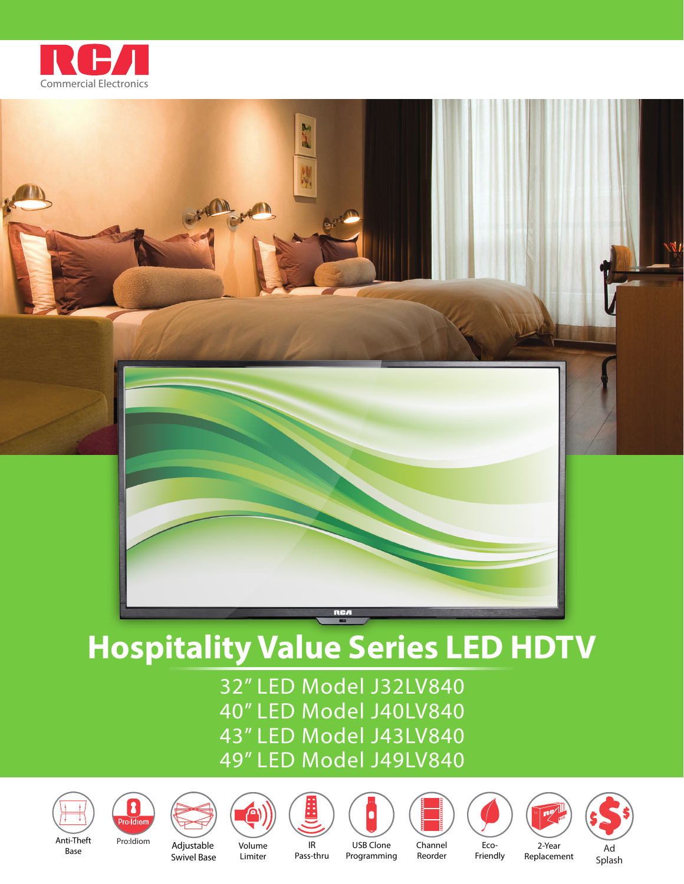RCA

Commercial Electronics

# Hospitality Value Series LED HDTV

32” LED Model J32LV840
40” LED Model J40LV840
43” LED Model J43LV840
49” LED Model J49LV840

- Anti-Theft Base
- Pro:Idiom
- Adjustable Swivel Base
- Volume Limiter
- IR Pass-thru
- USB Clone Programming
- Channel Reorder
- Eco-Friendly
- 2-Year Replacement
- Ad Splash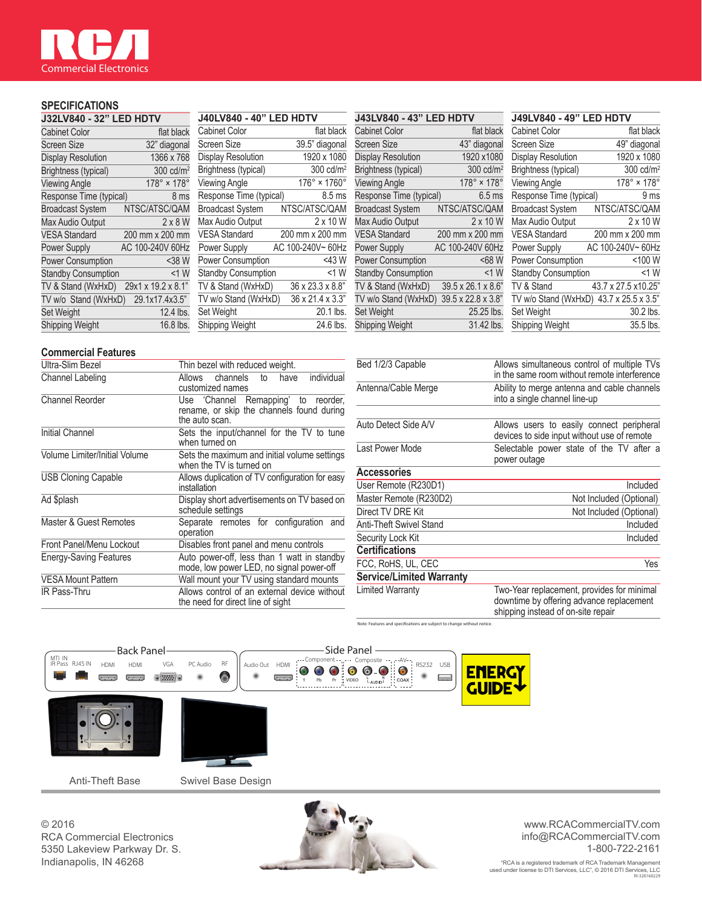## SPECIFICATIONS

### J32LV840 - 32" LED HDTV

| | |
|---|---|
| Cabinet Color | flat black |
| Screen Size | 32" diagonal |
| Display Resolution | 1366 x 768 |
| Brightness (typical) | 300 cd/m² |
| Viewing Angle | 178° × 178° |
| Response Time (typical) | 8 ms |
| Broadcast System | NTSC/ATSC/QAM |
| Max Audio Output | 2 x 8 W |
| VESA Standard | 200 mm x 200 mm |
| Power Supply | AC 100-240V 60Hz |
| Power Consumption | <38 W |
| Standby Consumption | <1 W |
| TV & Stand (WxHxD) | 29x1 x 19.2 x 8.1" |
| TV w/o Stand (WxHxD) | 29.1x17.4x3.5" |
| Set Weight | 12.4 lbs. |
| Shipping Weight | 16.8 lbs. |

### J40LV840 - 40" LED HDTV

| | |
|---|---|
| Cabinet Color | flat black |
| Screen Size | 39.5" diagonal |
| Display Resolution | 1920 x 1080 |
| Brightness (typical) | 300 cd/m² |
| Viewing Angle | 176° × 1760° |
| Response Time (typical) | 8.5 ms |
| Broadcast System | NTSC/ATSC/QAM |
| Max Audio Output | 2 x 10 W |
| VESA Standard | 200 mm x 200 mm |
| Power Supply | AC 100-240V~ 60Hz |
| Power Consumption | <43 W |
| Standby Consumption | <1 W |
| TV & Stand (WxHxD) | 36 x 23.3 x 8.8" |
| TV w/o Stand (WxHxD) | 36 x 21.4 x 3.3" |
| Set Weight | 20.1 lbs. |
| Shipping Weight | 24.6 lbs. |

### J43LV840 - 43" LED HDTV

| | |
|---|---|
| Cabinet Color | flat black |
| Screen Size | 43" diagonal |
| Display Resolution | 1920 x1080 |
| Brightness (typical) | 300 cd/m² |
| Viewing Angle | 178° × 178° |
| Response Time (typical) | 6.5 ms |
| Broadcast System | NTSC/ATSC/QAM |
| Max Audio Output | 2 x 10 W |
| VESA Standard | 200 mm x 200 mm |
| Power Supply | AC 100-240V 60Hz |
| Power Consumption | <68 W |
| Standby Consumption | <1 W |
| TV & Stand (WxHxD) | 39.5 x 26.1 x 8.6" |
| TV w/o Stand (WxHxD) | 39.5 x 22.8 x 3.8" |
| Set Weight | 25.25 lbs. |
| Shipping Weight | 31.42 lbs. |

### J49LV840 - 49" LED HDTV

| | |
|---|---|
| Cabinet Color | flat black |
| Screen Size | 49" diagonal |
| Display Resolution | 1920 x 1080 |
| Brightness (typical) | 300 cd/m² |
| Viewing Angle | 178° × 178° |
| Response Time (typical) | 9 ms |
| Broadcast System | NTSC/ATSC/QAM |
| Max Audio Output | 2 x 10 W |
| VESA Standard | 200 mm x 200 mm |
| Power Supply | AC 100-240V~ 60Hz |
| Power Consumption | <100 W |
| Standby Consumption | <1 W |
| TV & Stand | 43.7 x 27.5 x10.25" |
| TV w/o Stand (WxHxD) | 43.7 x 25.5 x 3.5" |
| Set Weight | 30.2 lbs. |
| Shipping Weight | 35.5 lbs. |

## Commercial Features

| | |
|---|---|
| Ultra-Slim Bezel | Thin bezel with reduced weight. |
| Channel Labeling | Allows channels to have individual customized names |
| Channel Reorder | Use 'Channel Remapping' to reorder, rename, or skip the channels found during the auto scan. |
| Initial Channel | Sets the input/channel for the TV to tune when turned on |
| Volume Limiter/Initial Volume | Sets the maximum and initial volume settings when the TV is turned on |
| USB Cloning Capable | Allows duplication of TV configuration for easy installation |
| Ad $plash | Display short advertisements on TV based on schedule settings |
| Master & Guest Remotes | Separate remotes for configuration and operation |
| Front Panel/Menu Lockout | Disables front panel and menu controls |
| Energy-Saving Features | Auto power-off, less than 1 watt in standby mode, low power LED, no signal power-off |
| VESA Mount Pattern | Wall mount your TV using standard mounts |
| IR Pass-Thru | Allows control of an external device without the need for direct line of sight |
| Bed 1/2/3 Capable | Allows simultaneous control of multiple TVs in the same room without remote interference |
| Antenna/Cable Merge | Ability to merge antenna and cable channels into a single channel line-up |
| Auto Detect Side A/V | Allows users to easily connect peripheral devices to side input without use of remote |
| Last Power Mode | Selectable power state of the TV after a power outage |

### Accessories

| | |
|---|---|
| User Remote (R230D1) | Included |
| Master Remote (R230D2) | Not Included (Optional) |
| Direct TV DRE Kit | Not Included (Optional) |
| Anti-Theft Swivel Stand | Included |
| Security Lock Kit | Included |

### Certifications

| | |
|---|---|
| FCC, RoHS, UL, CEC | Yes |

### Service/Limited Warranty

| | |
|---|---|
| Limited Warranty | Two-Year replacement, provides for minimal downtime by offering advance replacement shipping instead of on-site repair |

Note: Features and specifications are subject to change without notice.

Back Panel: MTI IN, IR Pass, RJ45 IN, HDMI, HDMI, VGA, PC Audio, RF

Side Panel: Audio Out, HDMI, Component (Y, Pb, Pr), Composite (VIDEO, L AUDIO R), AV (COAX), RS232, USB

ENERGY GUIDE

Anti-Theft Base

Swivel Base Design

© 2016
RCA Commercial Electronics
5350 Lakeview Parkway Dr. S.
Indianapolis, IN 46268

www.RCACommercialTV.com
info@RCACommercialTV.com
1-800-722-2161

"RCA is a registered trademark of RCA Trademark Management used under license to DTI Services, LLC", © 2016 DTI Services, LLC
RI-320160229